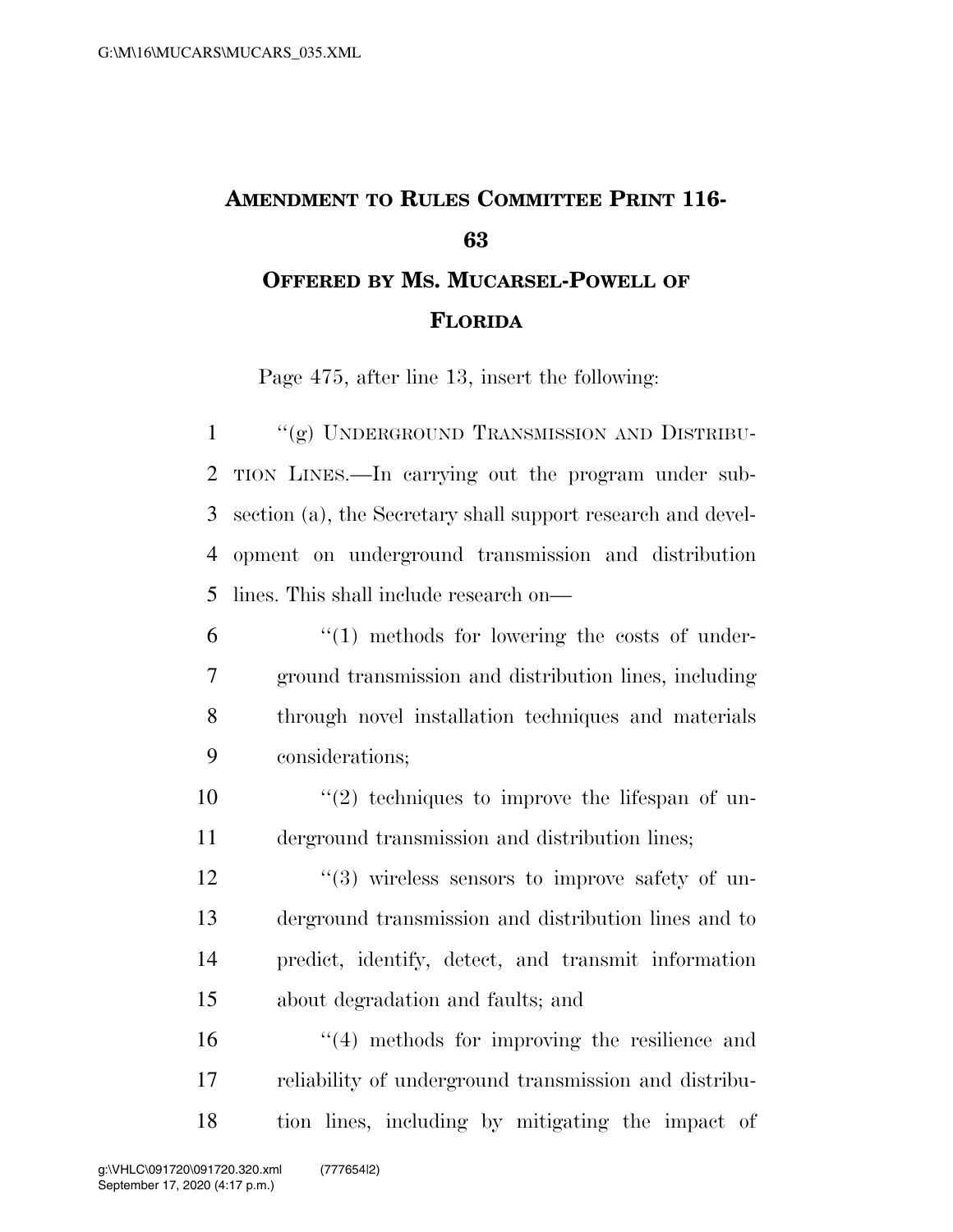# AMENDMENT TO RULES COMMITTEE PRINT 116-63

## OFFERED BY MS. MUCARSEL-POWELL OF FLORIDA

Page 475, after line 13, insert the following:

"(g) UNDERGROUND TRANSMISSION AND DISTRIBUTION LINES.—In carrying out the program under subsection (a), the Secretary shall support research and development on underground transmission and distribution lines. This shall include research on—

"(1) methods for lowering the costs of underground transmission and distribution lines, including through novel installation techniques and materials considerations;

"(2) techniques to improve the lifespan of underground transmission and distribution lines;

"(3) wireless sensors to improve safety of underground transmission and distribution lines and to predict, identify, detect, and transmit information about degradation and faults; and

"(4) methods for improving the resilience and reliability of underground transmission and distribution lines, including by mitigating the impact of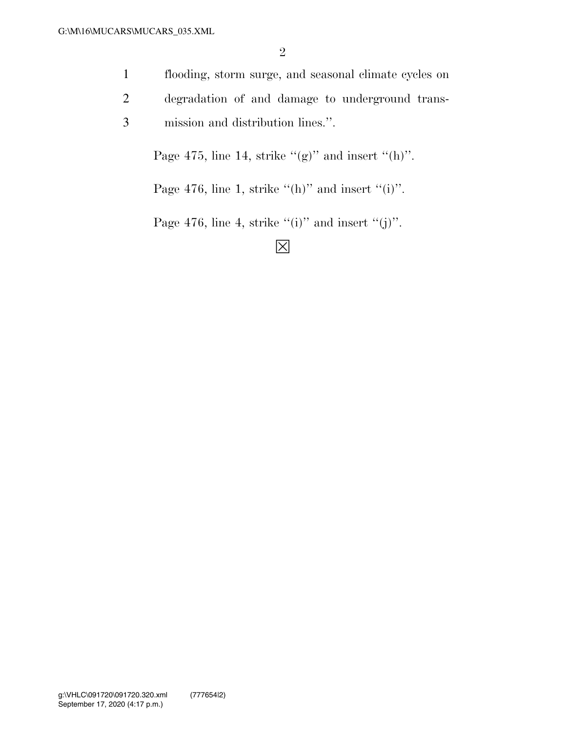flooding, storm surge, and seasonal climate cycles on degradation of and damage to underground transmission and distribution lines.''.

Page 475, line 14, strike ''(g)'' and insert ''(h)''.

Page 476, line 1, strike ''(h)'' and insert ''(i)''.

Page 476, line 4, strike ''(i)'' and insert ''(j)''.

☒